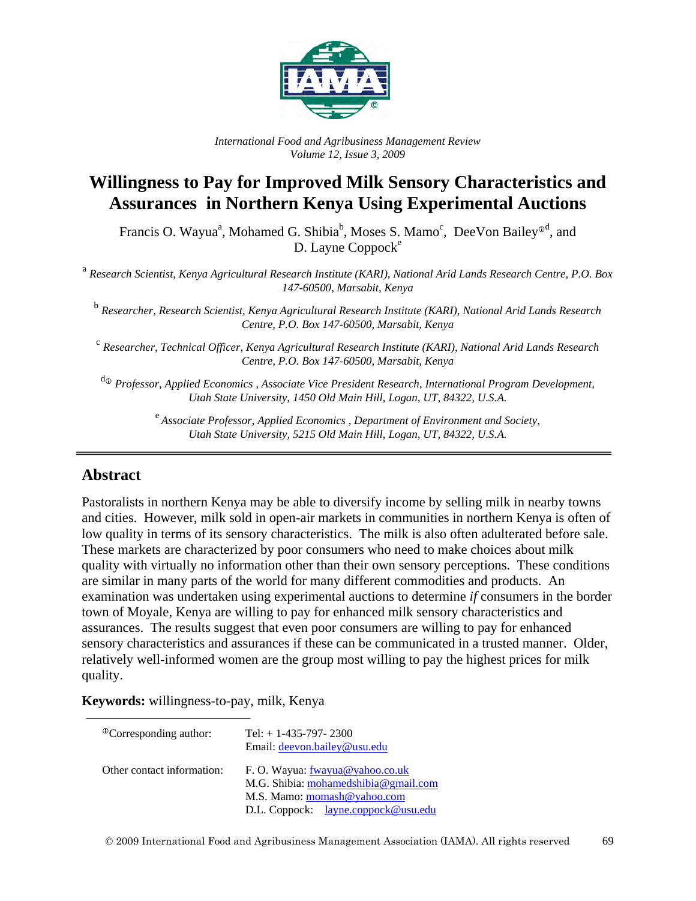*International Food and Agribusiness Management Review*
*Volume 12, Issue 3, 2009*

# Willingness to Pay for Improved Milk Sensory Characteristics and Assurances in Northern Kenya Using Experimental Auctions

Francis O. Wayua[a], Mohamed G. Shibia[b], Moses S. Mamo[c], DeeVon Bailey[ⓓ], and D. Layne Coppock[e]

[a] *Research Scientist, Kenya Agricultural Research Institute (KARI), National Arid Lands Research Centre, P.O. Box 147-60500, Marsabit, Kenya*

[b] *Researcher, Research Scientist, Kenya Agricultural Research Institute (KARI), National Arid Lands Research Centre, P.O. Box 147-60500, Marsabit, Kenya*

[c] *Researcher, Technical Officer, Kenya Agricultural Research Institute (KARI), National Arid Lands Research Centre, P.O. Box 147-60500, Marsabit, Kenya*

[dⓘ] *Professor, Applied Economics , Associate Vice President Research, International Program Development, Utah State University, 1450 Old Main Hill, Logan, UT, 84322, U.S.A.*

[e] *Associate Professor, Applied Economics , Department of Environment and Society, Utah State University, 5215 Old Main Hill, Logan, UT, 84322, U.S.A.*

## Abstract

Pastoralists in northern Kenya may be able to diversify income by selling milk in nearby towns and cities. However, milk sold in open-air markets in communities in northern Kenya is often of low quality in terms of its sensory characteristics. The milk is also often adulterated before sale. These markets are characterized by poor consumers who need to make choices about milk quality with virtually no information other than their own sensory perceptions. These conditions are similar in many parts of the world for many different commodities and products. An examination was undertaken using experimental auctions to determine *if* consumers in the border town of Moyale, Kenya are willing to pay for enhanced milk sensory characteristics and assurances. The results suggest that even poor consumers are willing to pay for enhanced sensory characteristics and assurances if these can be communicated in a trusted manner. Older, relatively well-informed women are the group most willing to pay the highest prices for milk quality.

**Keywords:** willingness-to-pay, milk, Kenya

---

ⓘCorresponding author: Tel: + 1-435-797- 2300
Email: deevon.bailey@usu.edu

Other contact information:
F. O. Wayua: fwayua@yahoo.co.uk
M.G. Shibia: mohamedshibia@gmail.com
M.S. Mamo: momash@yahoo.com
D.L. Coppock: layne.coppock@usu.edu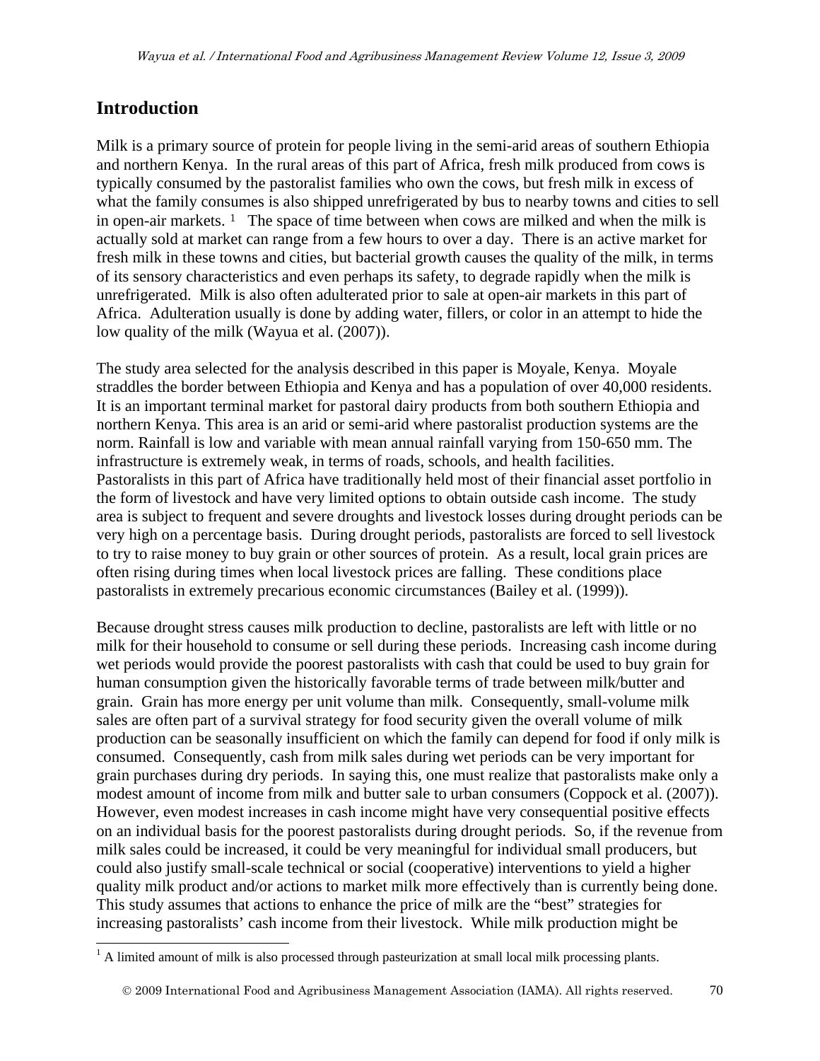## Introduction

Milk is a primary source of protein for people living in the semi-arid areas of southern Ethiopia and northern Kenya. In the rural areas of this part of Africa, fresh milk produced from cows is typically consumed by the pastoralist families who own the cows, but fresh milk in excess of what the family consumes is also shipped unrefrigerated by bus to nearby towns and cities to sell in open-air markets. [1] The space of time between when cows are milked and when the milk is actually sold at market can range from a few hours to over a day. There is an active market for fresh milk in these towns and cities, but bacterial growth causes the quality of the milk, in terms of its sensory characteristics and even perhaps its safety, to degrade rapidly when the milk is unrefrigerated. Milk is also often adulterated prior to sale at open-air markets in this part of Africa. Adulteration usually is done by adding water, fillers, or color in an attempt to hide the low quality of the milk (Wayua et al. (2007)).

The study area selected for the analysis described in this paper is Moyale, Kenya. Moyale straddles the border between Ethiopia and Kenya and has a population of over 40,000 residents. It is an important terminal market for pastoral dairy products from both southern Ethiopia and northern Kenya. This area is an arid or semi-arid where pastoralist production systems are the norm. Rainfall is low and variable with mean annual rainfall varying from 150-650 mm. The infrastructure is extremely weak, in terms of roads, schools, and health facilities. Pastoralists in this part of Africa have traditionally held most of their financial asset portfolio in the form of livestock and have very limited options to obtain outside cash income. The study area is subject to frequent and severe droughts and livestock losses during drought periods can be very high on a percentage basis. During drought periods, pastoralists are forced to sell livestock to try to raise money to buy grain or other sources of protein. As a result, local grain prices are often rising during times when local livestock prices are falling. These conditions place pastoralists in extremely precarious economic circumstances (Bailey et al. (1999)).

Because drought stress causes milk production to decline, pastoralists are left with little or no milk for their household to consume or sell during these periods. Increasing cash income during wet periods would provide the poorest pastoralists with cash that could be used to buy grain for human consumption given the historically favorable terms of trade between milk/butter and grain. Grain has more energy per unit volume than milk. Consequently, small-volume milk sales are often part of a survival strategy for food security given the overall volume of milk production can be seasonally insufficient on which the family can depend for food if only milk is consumed. Consequently, cash from milk sales during wet periods can be very important for grain purchases during dry periods. In saying this, one must realize that pastoralists make only a modest amount of income from milk and butter sale to urban consumers (Coppock et al. (2007)). However, even modest increases in cash income might have very consequential positive effects on an individual basis for the poorest pastoralists during drought periods. So, if the revenue from milk sales could be increased, it could be very meaningful for individual small producers, but could also justify small-scale technical or social (cooperative) interventions to yield a higher quality milk product and/or actions to market milk more effectively than is currently being done. This study assumes that actions to enhance the price of milk are the "best" strategies for increasing pastoralists' cash income from their livestock. While milk production might be

[1] A limited amount of milk is also processed through pasteurization at small local milk processing plants.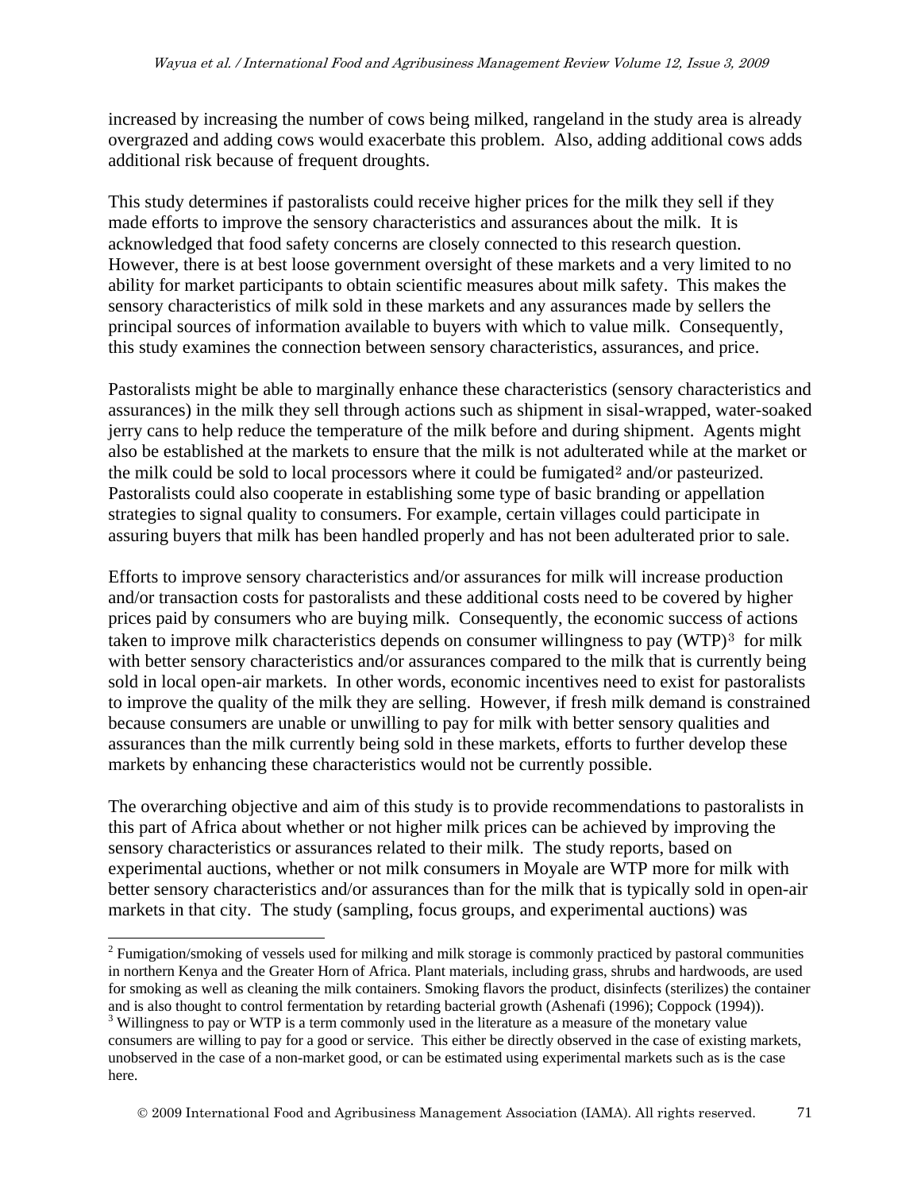increased by increasing the number of cows being milked, rangeland in the study area is already overgrazed and adding cows would exacerbate this problem. Also, adding additional cows adds additional risk because of frequent droughts.

This study determines if pastoralists could receive higher prices for the milk they sell if they made efforts to improve the sensory characteristics and assurances about the milk. It is acknowledged that food safety concerns are closely connected to this research question. However, there is at best loose government oversight of these markets and a very limited to no ability for market participants to obtain scientific measures about milk safety. This makes the sensory characteristics of milk sold in these markets and any assurances made by sellers the principal sources of information available to buyers with which to value milk. Consequently, this study examines the connection between sensory characteristics, assurances, and price.

Pastoralists might be able to marginally enhance these characteristics (sensory characteristics and assurances) in the milk they sell through actions such as shipment in sisal-wrapped, water-soaked jerry cans to help reduce the temperature of the milk before and during shipment. Agents might also be established at the markets to ensure that the milk is not adulterated while at the market or the milk could be sold to local processors where it could be fumigated[2] and/or pasteurized. Pastoralists could also cooperate in establishing some type of basic branding or appellation strategies to signal quality to consumers. For example, certain villages could participate in assuring buyers that milk has been handled properly and has not been adulterated prior to sale.

Efforts to improve sensory characteristics and/or assurances for milk will increase production and/or transaction costs for pastoralists and these additional costs need to be covered by higher prices paid by consumers who are buying milk. Consequently, the economic success of actions taken to improve milk characteristics depends on consumer willingness to pay (WTP)[3] for milk with better sensory characteristics and/or assurances compared to the milk that is currently being sold in local open-air markets. In other words, economic incentives need to exist for pastoralists to improve the quality of the milk they are selling. However, if fresh milk demand is constrained because consumers are unable or unwilling to pay for milk with better sensory qualities and assurances than the milk currently being sold in these markets, efforts to further develop these markets by enhancing these characteristics would not be currently possible.

The overarching objective and aim of this study is to provide recommendations to pastoralists in this part of Africa about whether or not higher milk prices can be achieved by improving the sensory characteristics or assurances related to their milk. The study reports, based on experimental auctions, whether or not milk consumers in Moyale are WTP more for milk with better sensory characteristics and/or assurances than for the milk that is typically sold in open-air markets in that city. The study (sampling, focus groups, and experimental auctions) was

---

[2] Fumigation/smoking of vessels used for milking and milk storage is commonly practiced by pastoral communities in northern Kenya and the Greater Horn of Africa. Plant materials, including grass, shrubs and hardwoods, are used for smoking as well as cleaning the milk containers. Smoking flavors the product, disinfects (sterilizes) the container and is also thought to control fermentation by retarding bacterial growth (Ashenafi (1996); Coppock (1994)).

[3] Willingness to pay or WTP is a term commonly used in the literature as a measure of the monetary value consumers are willing to pay for a good or service. This either be directly observed in the case of existing markets, unobserved in the case of a non-market good, or can be estimated using experimental markets such as is the case here.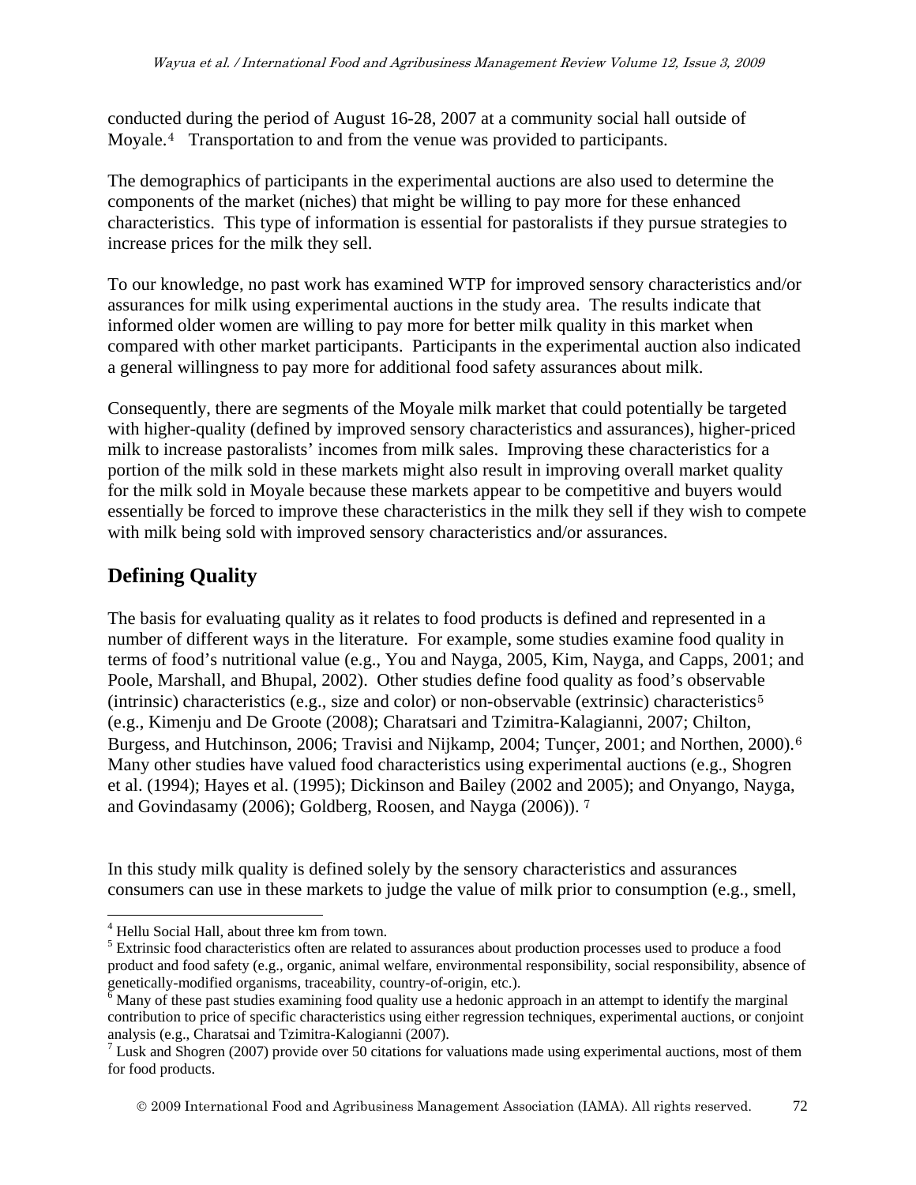conducted during the period of August 16-28, 2007 at a community social hall outside of Moyale.[4] Transportation to and from the venue was provided to participants.

The demographics of participants in the experimental auctions are also used to determine the components of the market (niches) that might be willing to pay more for these enhanced characteristics. This type of information is essential for pastoralists if they pursue strategies to increase prices for the milk they sell.

To our knowledge, no past work has examined WTP for improved sensory characteristics and/or assurances for milk using experimental auctions in the study area. The results indicate that informed older women are willing to pay more for better milk quality in this market when compared with other market participants. Participants in the experimental auction also indicated a general willingness to pay more for additional food safety assurances about milk.

Consequently, there are segments of the Moyale milk market that could potentially be targeted with higher-quality (defined by improved sensory characteristics and assurances), higher-priced milk to increase pastoralists' incomes from milk sales. Improving these characteristics for a portion of the milk sold in these markets might also result in improving overall market quality for the milk sold in Moyale because these markets appear to be competitive and buyers would essentially be forced to improve these characteristics in the milk they sell if they wish to compete with milk being sold with improved sensory characteristics and/or assurances.

## Defining Quality

The basis for evaluating quality as it relates to food products is defined and represented in a number of different ways in the literature. For example, some studies examine food quality in terms of food's nutritional value (e.g., You and Nayga, 2005, Kim, Nayga, and Capps, 2001; and Poole, Marshall, and Bhupal, 2002). Other studies define food quality as food's observable (intrinsic) characteristics (e.g., size and color) or non-observable (extrinsic) characteristics[5] (e.g., Kimenju and De Groote (2008); Charatsari and Tzimitra-Kalagianni, 2007; Chilton, Burgess, and Hutchinson, 2006; Travisi and Nijkamp, 2004; Tunçer, 2001; and Northen, 2000).[6] Many other studies have valued food characteristics using experimental auctions (e.g., Shogren et al. (1994); Hayes et al. (1995); Dickinson and Bailey (2002 and 2005); and Onyango, Nayga, and Govindasamy (2006); Goldberg, Roosen, and Nayga (2006)).[7]

In this study milk quality is defined solely by the sensory characteristics and assurances consumers can use in these markets to judge the value of milk prior to consumption (e.g., smell,

---

[4] Hellu Social Hall, about three km from town.

[5] Extrinsic food characteristics often are related to assurances about production processes used to produce a food product and food safety (e.g., organic, animal welfare, environmental responsibility, social responsibility, absence of genetically-modified organisms, traceability, country-of-origin, etc.).

[6] Many of these past studies examining food quality use a hedonic approach in an attempt to identify the marginal contribution to price of specific characteristics using either regression techniques, experimental auctions, or conjoint analysis (e.g., Charatsai and Tzimitra-Kalogianni (2007).

[7] Lusk and Shogren (2007) provide over 50 citations for valuations made using experimental auctions, most of them for food products.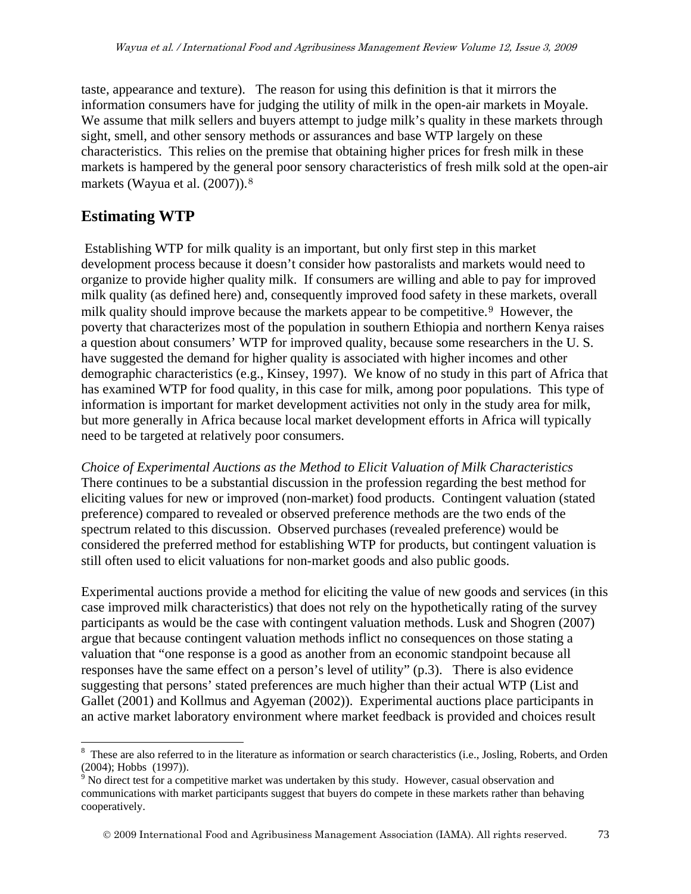taste, appearance and texture). The reason for using this definition is that it mirrors the information consumers have for judging the utility of milk in the open-air markets in Moyale. We assume that milk sellers and buyers attempt to judge milk's quality in these markets through sight, smell, and other sensory methods or assurances and base WTP largely on these characteristics. This relies on the premise that obtaining higher prices for fresh milk in these markets is hampered by the general poor sensory characteristics of fresh milk sold at the open-air markets (Wayua et al. (2007)).[8]

## Estimating WTP

Establishing WTP for milk quality is an important, but only first step in this market development process because it doesn't consider how pastoralists and markets would need to organize to provide higher quality milk. If consumers are willing and able to pay for improved milk quality (as defined here) and, consequently improved food safety in these markets, overall milk quality should improve because the markets appear to be competitive.[9] However, the poverty that characterizes most of the population in southern Ethiopia and northern Kenya raises a question about consumers' WTP for improved quality, because some researchers in the U. S. have suggested the demand for higher quality is associated with higher incomes and other demographic characteristics (e.g., Kinsey, 1997). We know of no study in this part of Africa that has examined WTP for food quality, in this case for milk, among poor populations. This type of information is important for market development activities not only in the study area for milk, but more generally in Africa because local market development efforts in Africa will typically need to be targeted at relatively poor consumers.

*Choice of Experimental Auctions as the Method to Elicit Valuation of Milk Characteristics*
There continues to be a substantial discussion in the profession regarding the best method for eliciting values for new or improved (non-market) food products. Contingent valuation (stated preference) compared to revealed or observed preference methods are the two ends of the spectrum related to this discussion. Observed purchases (revealed preference) would be considered the preferred method for establishing WTP for products, but contingent valuation is still often used to elicit valuations for non-market goods and also public goods.

Experimental auctions provide a method for eliciting the value of new goods and services (in this case improved milk characteristics) that does not rely on the hypothetically rating of the survey participants as would be the case with contingent valuation methods. Lusk and Shogren (2007) argue that because contingent valuation methods inflict no consequences on those stating a valuation that "one response is a good as another from an economic standpoint because all responses have the same effect on a person's level of utility" (p.3). There is also evidence suggesting that persons' stated preferences are much higher than their actual WTP (List and Gallet (2001) and Kollmus and Agyeman (2002)). Experimental auctions place participants in an active market laboratory environment where market feedback is provided and choices result

---

[8] These are also referred to in the literature as information or search characteristics (i.e., Josling, Roberts, and Orden (2004); Hobbs (1997)).

[9] No direct test for a competitive market was undertaken by this study. However, casual observation and communications with market participants suggest that buyers do compete in these markets rather than behaving cooperatively.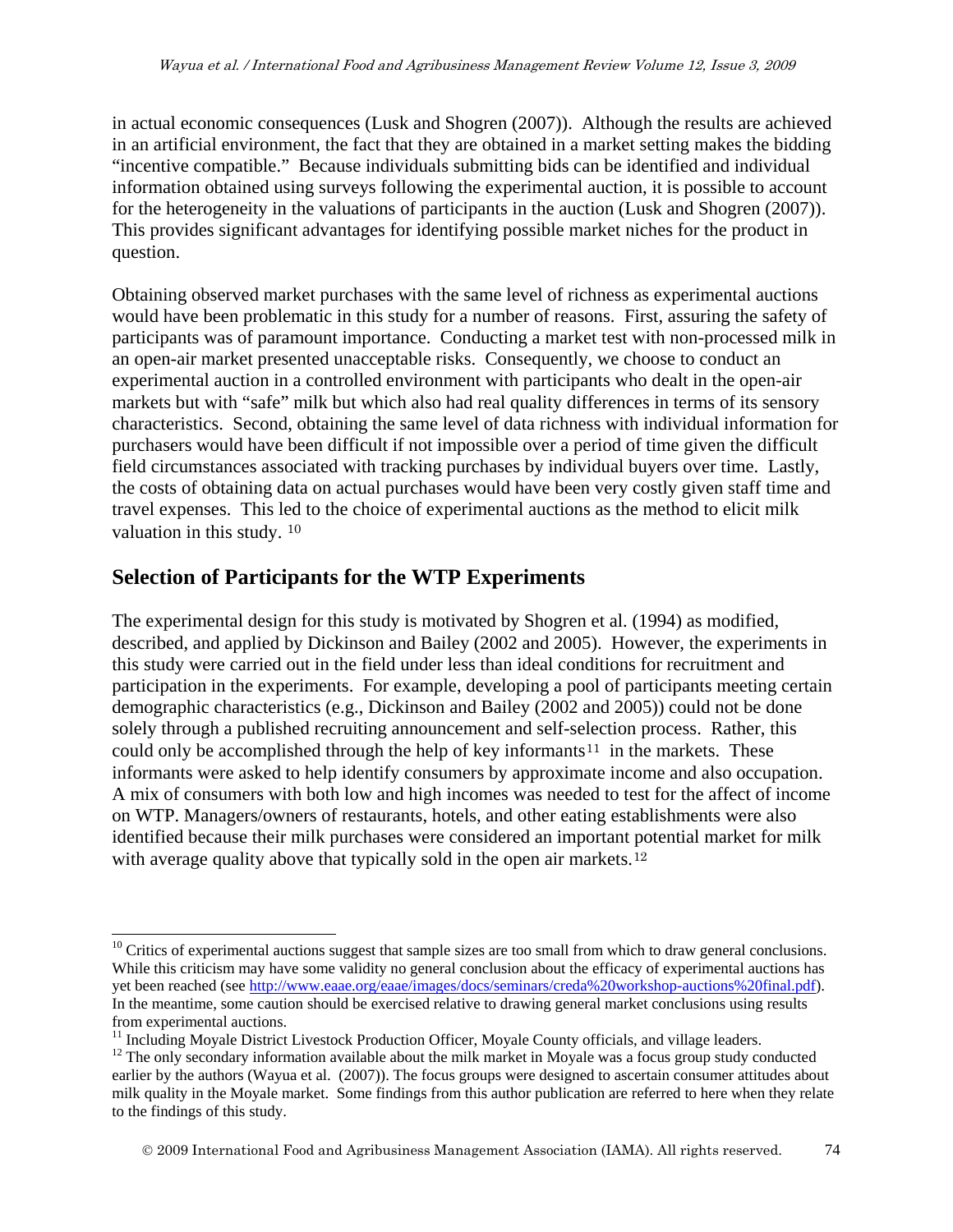in actual economic consequences (Lusk and Shogren (2007)). Although the results are achieved in an artificial environment, the fact that they are obtained in a market setting makes the bidding "incentive compatible." Because individuals submitting bids can be identified and individual information obtained using surveys following the experimental auction, it is possible to account for the heterogeneity in the valuations of participants in the auction (Lusk and Shogren (2007)). This provides significant advantages for identifying possible market niches for the product in question.

Obtaining observed market purchases with the same level of richness as experimental auctions would have been problematic in this study for a number of reasons. First, assuring the safety of participants was of paramount importance. Conducting a market test with non-processed milk in an open-air market presented unacceptable risks. Consequently, we choose to conduct an experimental auction in a controlled environment with participants who dealt in the open-air markets but with "safe" milk but which also had real quality differences in terms of its sensory characteristics. Second, obtaining the same level of data richness with individual information for purchasers would have been difficult if not impossible over a period of time given the difficult field circumstances associated with tracking purchases by individual buyers over time. Lastly, the costs of obtaining data on actual purchases would have been very costly given staff time and travel expenses. This led to the choice of experimental auctions as the method to elicit milk valuation in this study. [10]

## Selection of Participants for the WTP Experiments

The experimental design for this study is motivated by Shogren et al. (1994) as modified, described, and applied by Dickinson and Bailey (2002 and 2005). However, the experiments in this study were carried out in the field under less than ideal conditions for recruitment and participation in the experiments. For example, developing a pool of participants meeting certain demographic characteristics (e.g., Dickinson and Bailey (2002 and 2005)) could not be done solely through a published recruiting announcement and self-selection process. Rather, this could only be accomplished through the help of key informants[11] in the markets. These informants were asked to help identify consumers by approximate income and also occupation. A mix of consumers with both low and high incomes was needed to test for the affect of income on WTP. Managers/owners of restaurants, hotels, and other eating establishments were also identified because their milk purchases were considered an important potential market for milk with average quality above that typically sold in the open air markets.[12]

---

[10] Critics of experimental auctions suggest that sample sizes are too small from which to draw general conclusions. While this criticism may have some validity no general conclusion about the efficacy of experimental auctions has yet been reached (see http://www.eaae.org/eaae/images/docs/seminars/creda%20workshop-auctions%20final.pdf). In the meantime, some caution should be exercised relative to drawing general market conclusions using results from experimental auctions.

[11] Including Moyale District Livestock Production Officer, Moyale County officials, and village leaders.

[12] The only secondary information available about the milk market in Moyale was a focus group study conducted earlier by the authors (Wayua et al. (2007)). The focus groups were designed to ascertain consumer attitudes about milk quality in the Moyale market. Some findings from this author publication are referred to here when they relate to the findings of this study.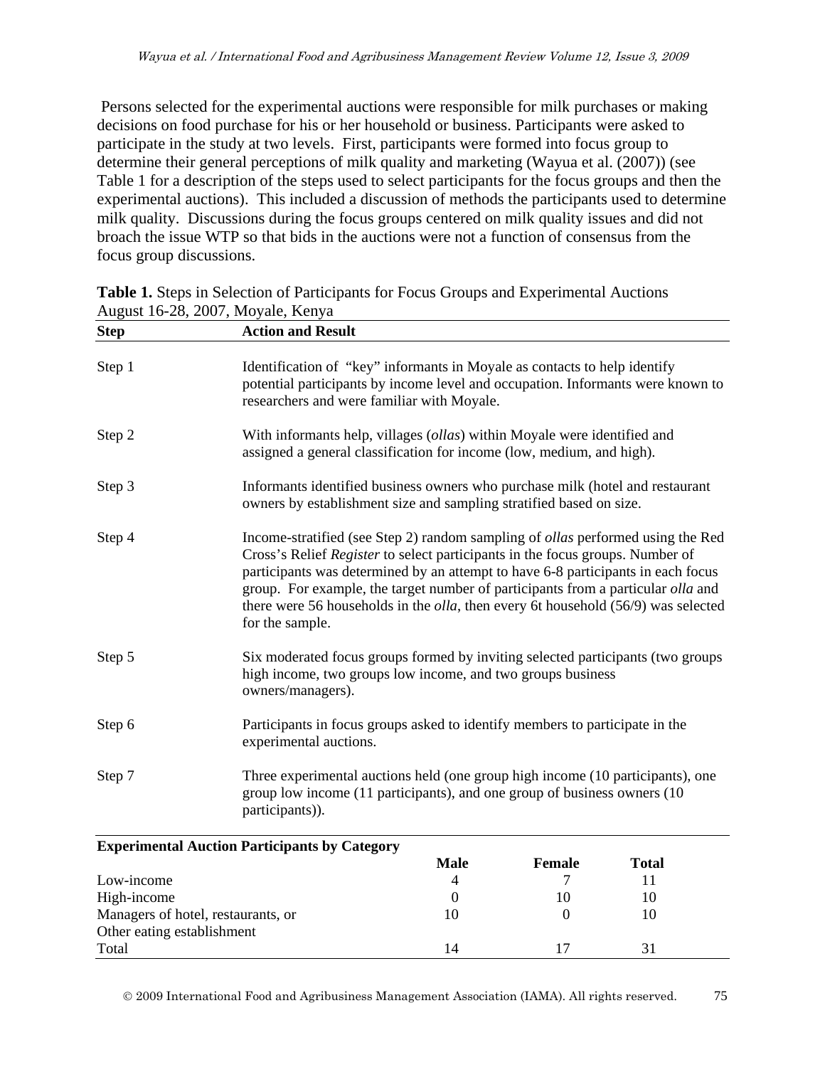Persons selected for the experimental auctions were responsible for milk purchases or making decisions on food purchase for his or her household or business. Participants were asked to participate in the study at two levels. First, participants were formed into focus group to determine their general perceptions of milk quality and marketing (Wayua et al. (2007)) (see Table 1 for a description of the steps used to select participants for the focus groups and then the experimental auctions). This included a discussion of methods the participants used to determine milk quality. Discussions during the focus groups centered on milk quality issues and did not broach the issue WTP so that bids in the auctions were not a function of consensus from the focus group discussions.

**Table 1.** Steps in Selection of Participants for Focus Groups and Experimental Auctions August 16-28, 2007, Moyale, Kenya

| Step | Action and Result |
|---|---|
| Step 1 | Identification of "key" informants in Moyale as contacts to help identify potential participants by income level and occupation. Informants were known to researchers and were familiar with Moyale. |
| Step 2 | With informants help, villages (*ollas*) within Moyale were identified and assigned a general classification for income (low, medium, and high). |
| Step 3 | Informants identified business owners who purchase milk (hotel and restaurant owners by establishment size and sampling stratified based on size. |
| Step 4 | Income-stratified (see Step 2) random sampling of *ollas* performed using the Red Cross's Relief *Register* to select participants in the focus groups. Number of participants was determined by an attempt to have 6-8 participants in each focus group. For example, the target number of participants from a particular *olla* and there were 56 households in the *olla*, then every 6t household (56/9) was selected for the sample. |
| Step 5 | Six moderated focus groups formed by inviting selected participants (two groups high income, two groups low income, and two groups business owners/managers). |
| Step 6 | Participants in focus groups asked to identify members to participate in the experimental auctions. |
| Step 7 | Three experimental auctions held (one group high income (10 participants), one group low income (11 participants), and one group of business owners (10 participants)). |

| **Experimental Auction Participants by Category** | **Male** | **Female** | **Total** |
|---|---|---|---|
| Low-income | 4 | 7 | 11 |
| High-income | 0 | 10 | 10 |
| Managers of hotel, restaurants, or Other eating establishment | 10 | 0 | 10 |
| Total | 14 | 17 | 31 |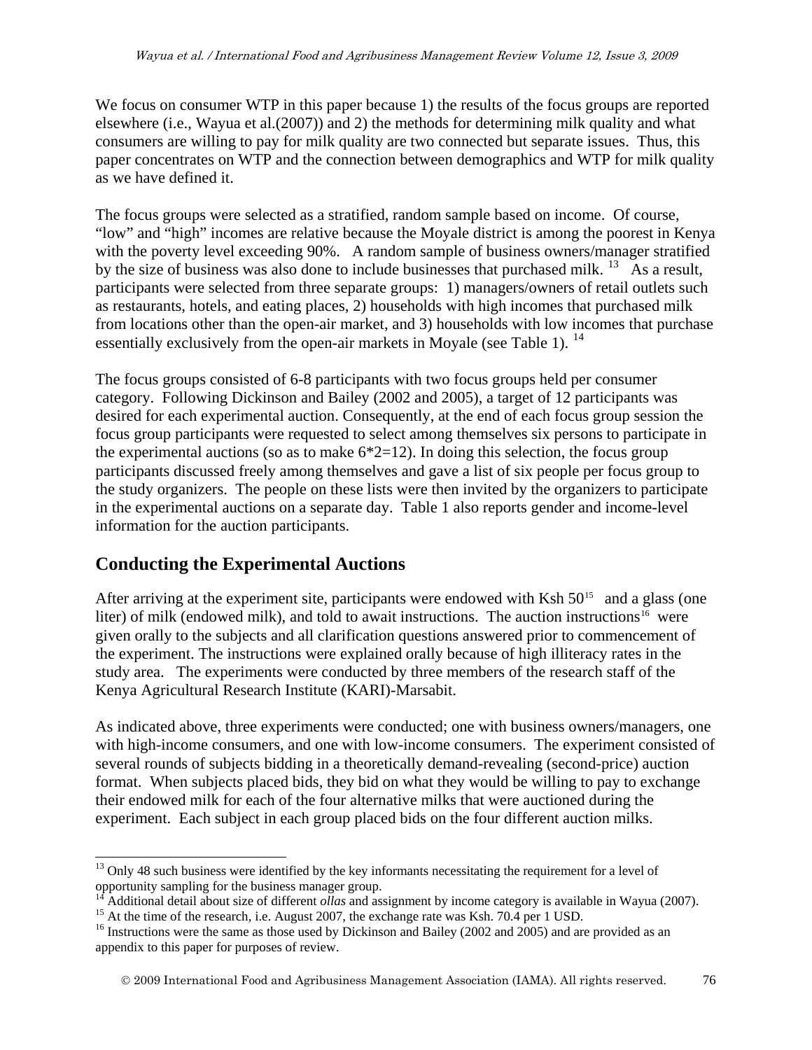We focus on consumer WTP in this paper because 1) the results of the focus groups are reported elsewhere (i.e., Wayua et al.(2007)) and 2) the methods for determining milk quality and what consumers are willing to pay for milk quality are two connected but separate issues. Thus, this paper concentrates on WTP and the connection between demographics and WTP for milk quality as we have defined it.

The focus groups were selected as a stratified, random sample based on income. Of course, "low" and "high" incomes are relative because the Moyale district is among the poorest in Kenya with the poverty level exceeding 90%. A random sample of business owners/manager stratified by the size of business was also done to include businesses that purchased milk. [13] As a result, participants were selected from three separate groups: 1) managers/owners of retail outlets such as restaurants, hotels, and eating places, 2) households with high incomes that purchased milk from locations other than the open-air market, and 3) households with low incomes that purchase essentially exclusively from the open-air markets in Moyale (see Table 1). [14]

The focus groups consisted of 6-8 participants with two focus groups held per consumer category. Following Dickinson and Bailey (2002 and 2005), a target of 12 participants was desired for each experimental auction. Consequently, at the end of each focus group session the focus group participants were requested to select among themselves six persons to participate in the experimental auctions (so as to make 6*2=12). In doing this selection, the focus group participants discussed freely among themselves and gave a list of six people per focus group to the study organizers. The people on these lists were then invited by the organizers to participate in the experimental auctions on a separate day. Table 1 also reports gender and income-level information for the auction participants.

## Conducting the Experimental Auctions

After arriving at the experiment site, participants were endowed with Ksh 50[15] and a glass (one liter) of milk (endowed milk), and told to await instructions. The auction instructions[16] were given orally to the subjects and all clarification questions answered prior to commencement of the experiment. The instructions were explained orally because of high illiteracy rates in the study area. The experiments were conducted by three members of the research staff of the Kenya Agricultural Research Institute (KARI)-Marsabit.

As indicated above, three experiments were conducted; one with business owners/managers, one with high-income consumers, and one with low-income consumers. The experiment consisted of several rounds of subjects bidding in a theoretically demand-revealing (second-price) auction format. When subjects placed bids, they bid on what they would be willing to pay to exchange their endowed milk for each of the four alternative milks that were auctioned during the experiment. Each subject in each group placed bids on the four different auction milks.

---

[13] Only 48 such business were identified by the key informants necessitating the requirement for a level of opportunity sampling for the business manager group.

[14] Additional detail about size of different *ollas* and assignment by income category is available in Wayua (2007).

[15] At the time of the research, i.e. August 2007, the exchange rate was Ksh. 70.4 per 1 USD.

[16] Instructions were the same as those used by Dickinson and Bailey (2002 and 2005) and are provided as an appendix to this paper for purposes of review.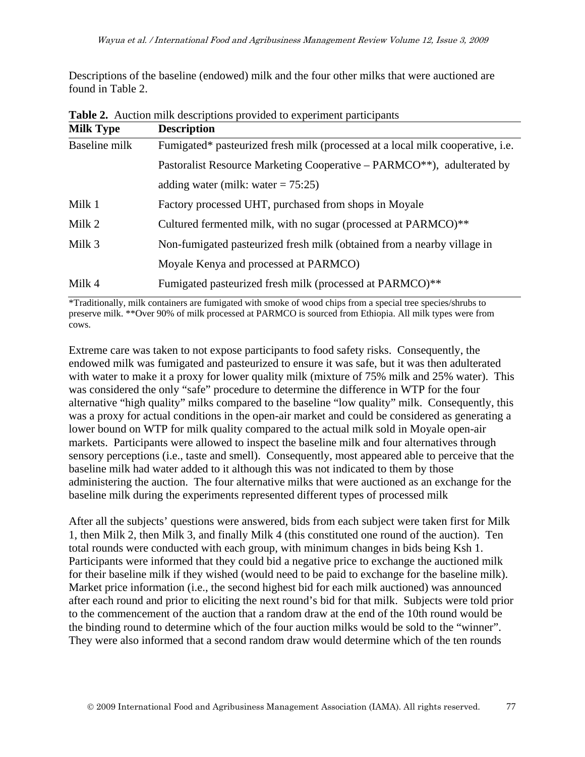Descriptions of the baseline (endowed) milk and the four other milks that were auctioned are found in Table 2.

**Table 2.** Auction milk descriptions provided to experiment participants

| Milk Type | Description |
|---|---|
| Baseline milk | Fumigated* pasteurized fresh milk (processed at a local milk cooperative, i.e. Pastoralist Resource Marketing Cooperative – PARMCO**), adulterated by adding water (milk: water = 75:25) |
| Milk 1 | Factory processed UHT, purchased from shops in Moyale |
| Milk 2 | Cultured fermented milk, with no sugar (processed at PARMCO)** |
| Milk 3 | Non-fumigated pasteurized fresh milk (obtained from a nearby village in Moyale Kenya and processed at PARMCO) |
| Milk 4 | Fumigated pasteurized fresh milk (processed at PARMCO)** |

*Traditionally, milk containers are fumigated with smoke of wood chips from a special tree species/shrubs to preserve milk. **Over 90% of milk processed at PARMCO is sourced from Ethiopia. All milk types were from cows.

Extreme care was taken to not expose participants to food safety risks. Consequently, the endowed milk was fumigated and pasteurized to ensure it was safe, but it was then adulterated with water to make it a proxy for lower quality milk (mixture of 75% milk and 25% water). This was considered the only "safe" procedure to determine the difference in WTP for the four alternative "high quality" milks compared to the baseline "low quality" milk. Consequently, this was a proxy for actual conditions in the open-air market and could be considered as generating a lower bound on WTP for milk quality compared to the actual milk sold in Moyale open-air markets. Participants were allowed to inspect the baseline milk and four alternatives through sensory perceptions (i.e., taste and smell). Consequently, most appeared able to perceive that the baseline milk had water added to it although this was not indicated to them by those administering the auction. The four alternative milks that were auctioned as an exchange for the baseline milk during the experiments represented different types of processed milk

After all the subjects' questions were answered, bids from each subject were taken first for Milk 1, then Milk 2, then Milk 3, and finally Milk 4 (this constituted one round of the auction). Ten total rounds were conducted with each group, with minimum changes in bids being Ksh 1. Participants were informed that they could bid a negative price to exchange the auctioned milk for their baseline milk if they wished (would need to be paid to exchange for the baseline milk). Market price information (i.e., the second highest bid for each milk auctioned) was announced after each round and prior to eliciting the next round's bid for that milk. Subjects were told prior to the commencement of the auction that a random draw at the end of the 10th round would be the binding round to determine which of the four auction milks would be sold to the "winner". They were also informed that a second random draw would determine which of the ten rounds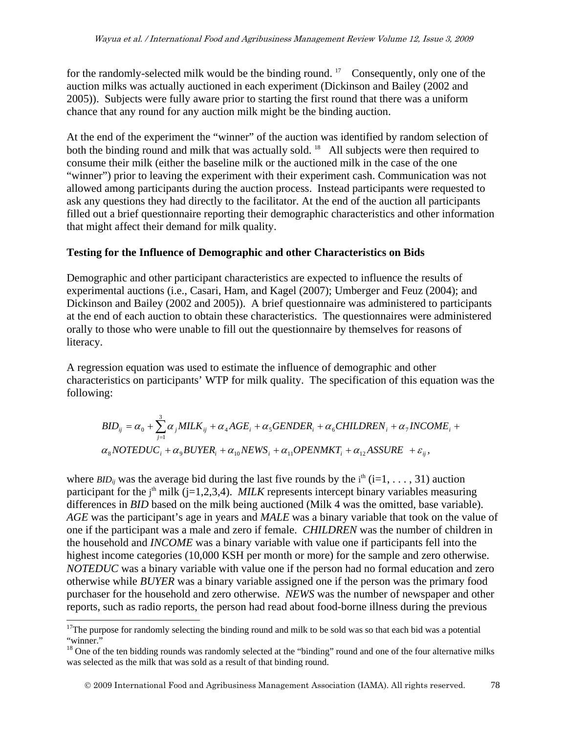for the randomly-selected milk would be the binding round. [17] Consequently, only one of the auction milks was actually auctioned in each experiment (Dickinson and Bailey (2002 and 2005)). Subjects were fully aware prior to starting the first round that there was a uniform chance that any round for any auction milk might be the binding auction.

At the end of the experiment the "winner" of the auction was identified by random selection of both the binding round and milk that was actually sold. [18] All subjects were then required to consume their milk (either the baseline milk or the auctioned milk in the case of the one "winner") prior to leaving the experiment with their experiment cash. Communication was not allowed among participants during the auction process. Instead participants were requested to ask any questions they had directly to the facilitator. At the end of the auction all participants filled out a brief questionnaire reporting their demographic characteristics and other information that might affect their demand for milk quality.

**Testing for the Influence of Demographic and other Characteristics on Bids**

Demographic and other participant characteristics are expected to influence the results of experimental auctions (i.e., Casari, Ham, and Kagel (2007); Umberger and Feuz (2004); and Dickinson and Bailey (2002 and 2005)). A brief questionnaire was administered to participants at the end of each auction to obtain these characteristics. The questionnaires were administered orally to those who were unable to fill out the questionnaire by themselves for reasons of literacy.

A regression equation was used to estimate the influence of demographic and other characteristics on participants' WTP for milk quality. The specification of this equation was the following:

$$BID_{ij} = \alpha_0 + \sum_{j=1}^{3} \alpha_j MILK_{ij} + \alpha_4 AGE_i + \alpha_5 GENDER_i + \alpha_6 CHILDREN_i + \alpha_7 INCOME_i + \alpha_8 NOTEDUC_i + \alpha_9 BUYER_i + \alpha_{10} NEWS_i + \alpha_{11} OPENMKT_i + \alpha_{12} ASSURE + \varepsilon_{ij},$$

where $BID_{ij}$ was the average bid during the last five rounds by the $i^{th}$ ($i=1, \ldots, 31$) auction participant for the $j^{th}$ milk ($j=1,2,3,4$). *MILK* represents intercept binary variables measuring differences in *BID* based on the milk being auctioned (Milk 4 was the omitted, base variable). *AGE* was the participant's age in years and *MALE* was a binary variable that took on the value of one if the participant was a male and zero if female. *CHILDREN* was the number of children in the household and *INCOME* was a binary variable with value one if participants fell into the highest income categories (10,000 KSH per month or more) for the sample and zero otherwise. *NOTEDUC* was a binary variable with value one if the person had no formal education and zero otherwise while *BUYER* was a binary variable assigned one if the person was the primary food purchaser for the household and zero otherwise. *NEWS* was the number of newspaper and other reports, such as radio reports, the person had read about food-borne illness during the previous

[17] The purpose for randomly selecting the binding round and milk to be sold was so that each bid was a potential "winner."

[18] One of the ten bidding rounds was randomly selected at the "binding" round and one of the four alternative milks was selected as the milk that was sold as a result of that binding round.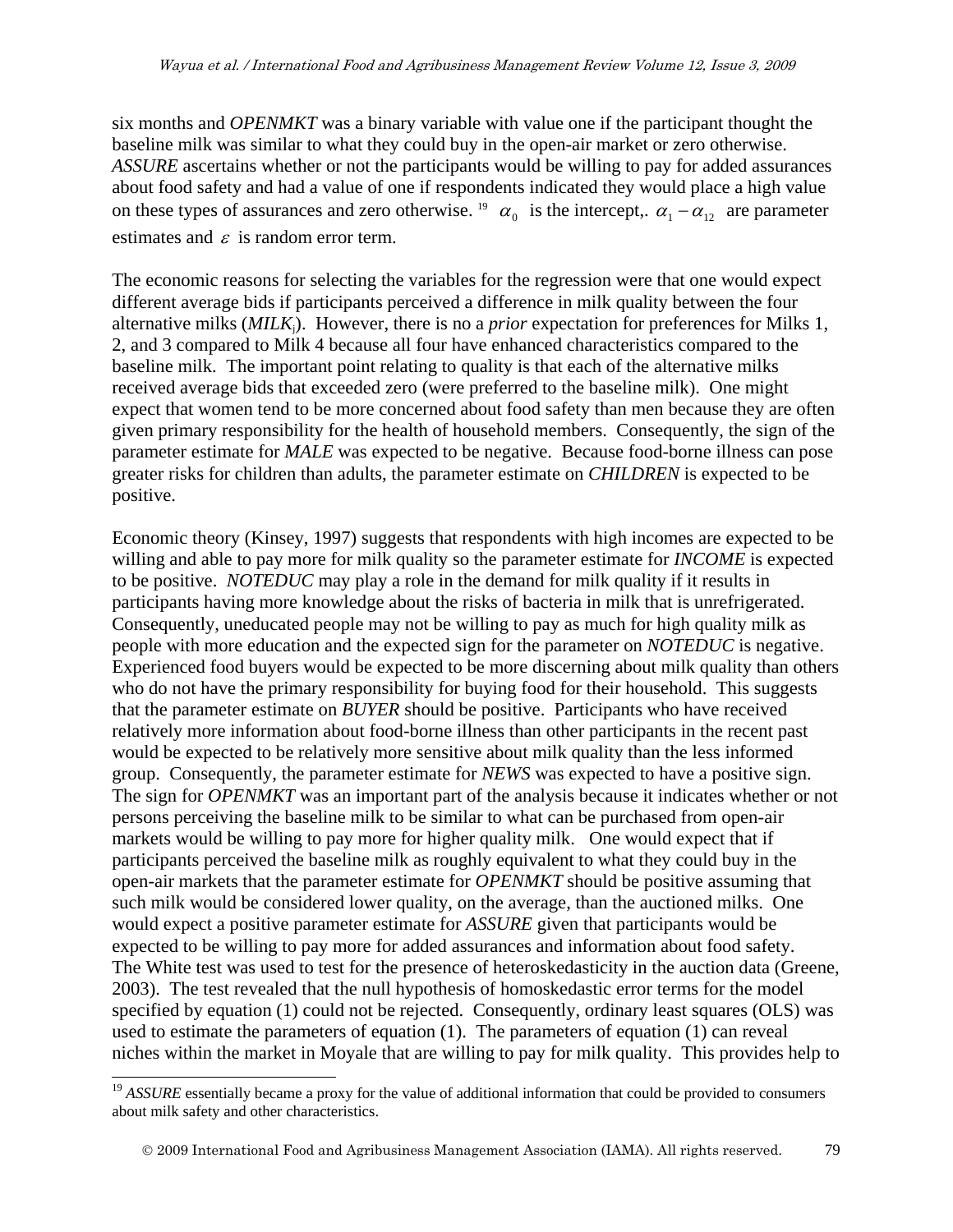six months and *OPENMKT* was a binary variable with value one if the participant thought the baseline milk was similar to what they could buy in the open-air market or zero otherwise. *ASSURE* ascertains whether or not the participants would be willing to pay for added assurances about food safety and had a value of one if respondents indicated they would place a high value on these types of assurances and zero otherwise. [19] $\alpha_0$ is the intercept,. $\alpha_1 - \alpha_{12}$ are parameter estimates and $\varepsilon$ is random error term.

The economic reasons for selecting the variables for the regression were that one would expect different average bids if participants perceived a difference in milk quality between the four alternative milks ($MILK_j$). However, there is no a *prior* expectation for preferences for Milks 1, 2, and 3 compared to Milk 4 because all four have enhanced characteristics compared to the baseline milk. The important point relating to quality is that each of the alternative milks received average bids that exceeded zero (were preferred to the baseline milk). One might expect that women tend to be more concerned about food safety than men because they are often given primary responsibility for the health of household members. Consequently, the sign of the parameter estimate for *MALE* was expected to be negative. Because food-borne illness can pose greater risks for children than adults, the parameter estimate on *CHILDREN* is expected to be positive.

Economic theory (Kinsey, 1997) suggests that respondents with high incomes are expected to be willing and able to pay more for milk quality so the parameter estimate for *INCOME* is expected to be positive. *NOTEDUC* may play a role in the demand for milk quality if it results in participants having more knowledge about the risks of bacteria in milk that is unrefrigerated. Consequently, uneducated people may not be willing to pay as much for high quality milk as people with more education and the expected sign for the parameter on *NOTEDUC* is negative. Experienced food buyers would be expected to be more discerning about milk quality than others who do not have the primary responsibility for buying food for their household. This suggests that the parameter estimate on *BUYER* should be positive. Participants who have received relatively more information about food-borne illness than other participants in the recent past would be expected to be relatively more sensitive about milk quality than the less informed group. Consequently, the parameter estimate for *NEWS* was expected to have a positive sign. The sign for *OPENMKT* was an important part of the analysis because it indicates whether or not persons perceiving the baseline milk to be similar to what can be purchased from open-air markets would be willing to pay more for higher quality milk. One would expect that if participants perceived the baseline milk as roughly equivalent to what they could buy in the open-air markets that the parameter estimate for *OPENMKT* should be positive assuming that such milk would be considered lower quality, on the average, than the auctioned milks. One would expect a positive parameter estimate for *ASSURE* given that participants would be expected to be willing to pay more for added assurances and information about food safety. The White test was used to test for the presence of heteroskedasticity in the auction data (Greene, 2003). The test revealed that the null hypothesis of homoskedastic error terms for the model specified by equation (1) could not be rejected. Consequently, ordinary least squares (OLS) was used to estimate the parameters of equation (1). The parameters of equation (1) can reveal niches within the market in Moyale that are willing to pay for milk quality. This provides help to

---

[19] *ASSURE* essentially became a proxy for the value of additional information that could be provided to consumers about milk safety and other characteristics.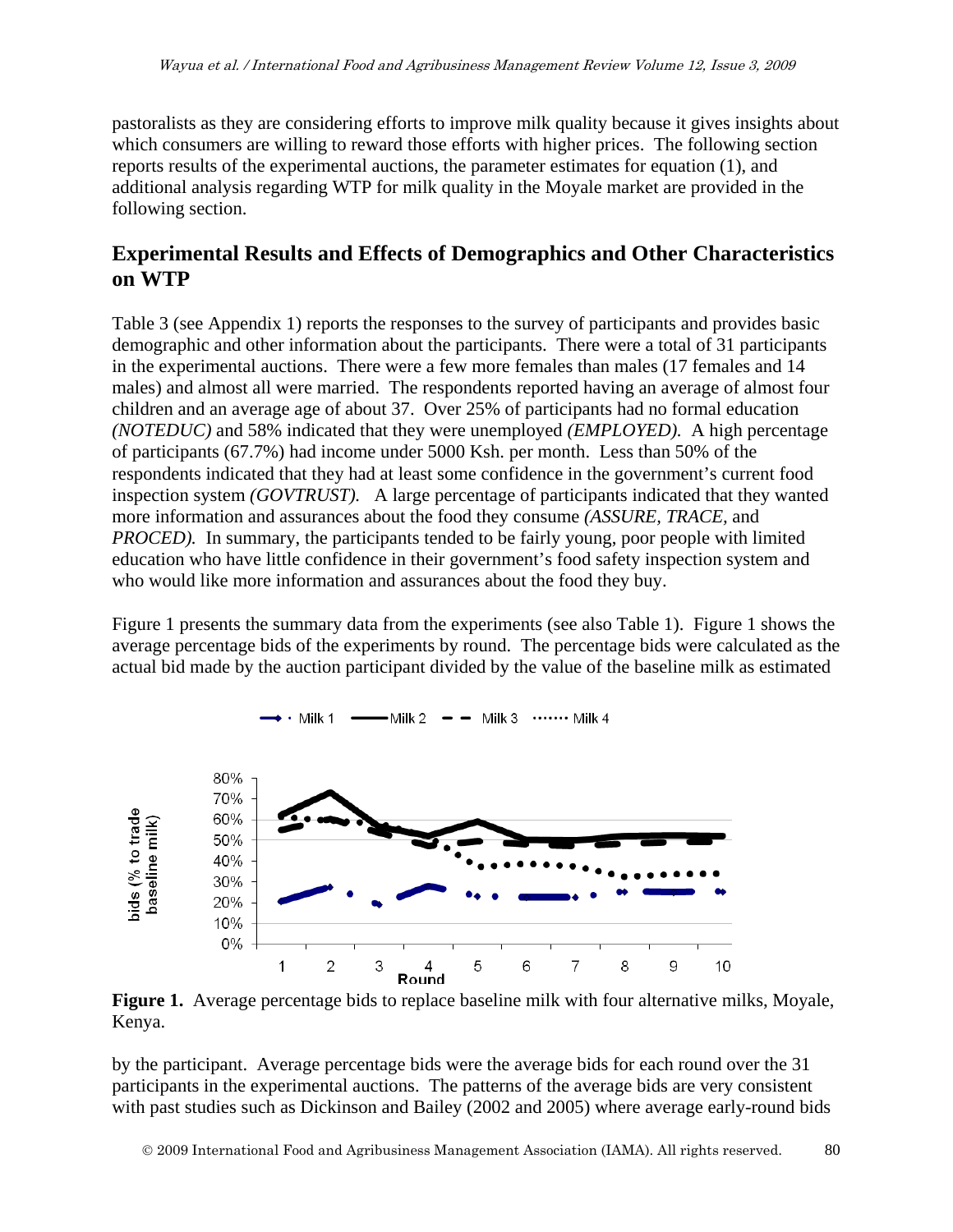pastoralists as they are considering efforts to improve milk quality because it gives insights about which consumers are willing to reward those efforts with higher prices. The following section reports results of the experimental auctions, the parameter estimates for equation (1), and additional analysis regarding WTP for milk quality in the Moyale market are provided in the following section.

## Experimental Results and Effects of Demographics and Other Characteristics on WTP

Table 3 (see Appendix 1) reports the responses to the survey of participants and provides basic demographic and other information about the participants. There were a total of 31 participants in the experimental auctions. There were a few more females than males (17 females and 14 males) and almost all were married. The respondents reported having an average of almost four children and an average age of about 37. Over 25% of participants had no formal education *(NOTEDUC)* and 58% indicated that they were unemployed *(EMPLOYED).* A high percentage of participants (67.7%) had income under 5000 Ksh. per month. Less than 50% of the respondents indicated that they had at least some confidence in the government's current food inspection system *(GOVTRUST).* A large percentage of participants indicated that they wanted more information and assurances about the food they consume *(ASSURE, TRACE,* and *PROCED).* In summary, the participants tended to be fairly young, poor people with limited education who have little confidence in their government's food safety inspection system and who would like more information and assurances about the food they buy.

Figure 1 presents the summary data from the experiments (see also Table 1). Figure 1 shows the average percentage bids of the experiments by round. The percentage bids were calculated as the actual bid made by the auction participant divided by the value of the baseline milk as estimated

**Figure 1.** Average percentage bids to replace baseline milk with four alternative milks, Moyale, Kenya.

by the participant. Average percentage bids were the average bids for each round over the 31 participants in the experimental auctions. The patterns of the average bids are very consistent with past studies such as Dickinson and Bailey (2002 and 2005) where average early-round bids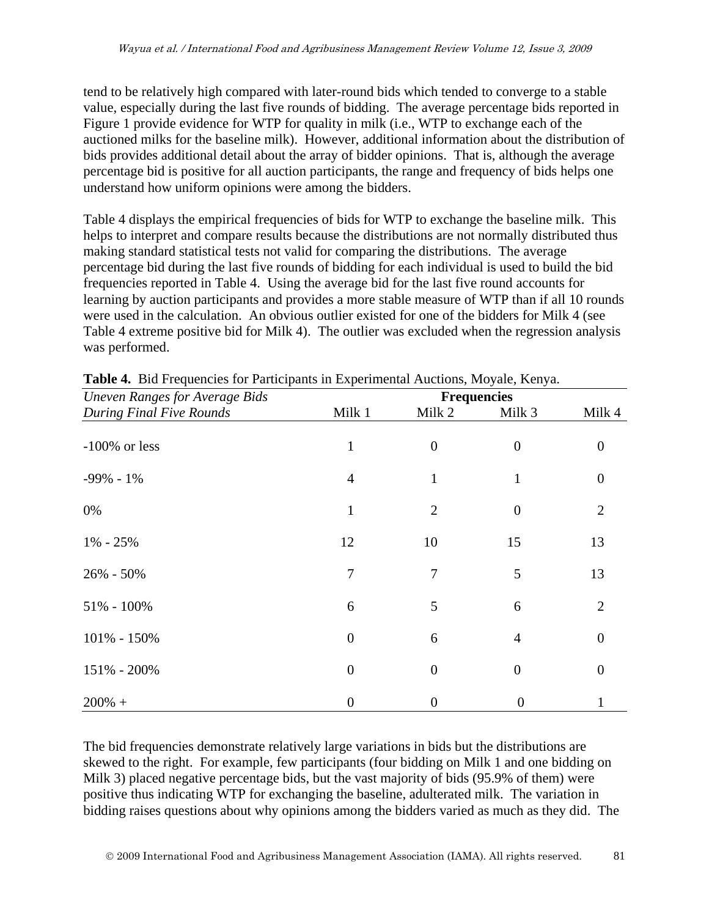tend to be relatively high compared with later-round bids which tended to converge to a stable value, especially during the last five rounds of bidding. The average percentage bids reported in Figure 1 provide evidence for WTP for quality in milk (i.e., WTP to exchange each of the auctioned milks for the baseline milk). However, additional information about the distribution of bids provides additional detail about the array of bidder opinions. That is, although the average percentage bid is positive for all auction participants, the range and frequency of bids helps one understand how uniform opinions were among the bidders.

Table 4 displays the empirical frequencies of bids for WTP to exchange the baseline milk. This helps to interpret and compare results because the distributions are not normally distributed thus making standard statistical tests not valid for comparing the distributions. The average percentage bid during the last five rounds of bidding for each individual is used to build the bid frequencies reported in Table 4. Using the average bid for the last five round accounts for learning by auction participants and provides a more stable measure of WTP than if all 10 rounds were used in the calculation. An obvious outlier existed for one of the bidders for Milk 4 (see Table 4 extreme positive bid for Milk 4). The outlier was excluded when the regression analysis was performed.

**Table 4.** Bid Frequencies for Participants in Experimental Auctions, Moyale, Kenya.

| *Uneven Ranges for Average Bids During Final Five Rounds* | Frequencies | | | |
|---|---|---|---|---|
| | Milk 1 | Milk 2 | Milk 3 | Milk 4 |
| -100% or less | 1 | 0 | 0 | 0 |
| -99% - 1% | 4 | 1 | 1 | 0 |
| 0% | 1 | 2 | 0 | 2 |
| 1% - 25% | 12 | 10 | 15 | 13 |
| 26% - 50% | 7 | 7 | 5 | 13 |
| 51% - 100% | 6 | 5 | 6 | 2 |
| 101% - 150% | 0 | 6 | 4 | 0 |
| 151% - 200% | 0 | 0 | 0 | 0 |
| 200% + | 0 | 0 | 0 | 1 |

The bid frequencies demonstrate relatively large variations in bids but the distributions are skewed to the right. For example, few participants (four bidding on Milk 1 and one bidding on Milk 3) placed negative percentage bids, but the vast majority of bids (95.9% of them) were positive thus indicating WTP for exchanging the baseline, adulterated milk. The variation in bidding raises questions about why opinions among the bidders varied as much as they did. The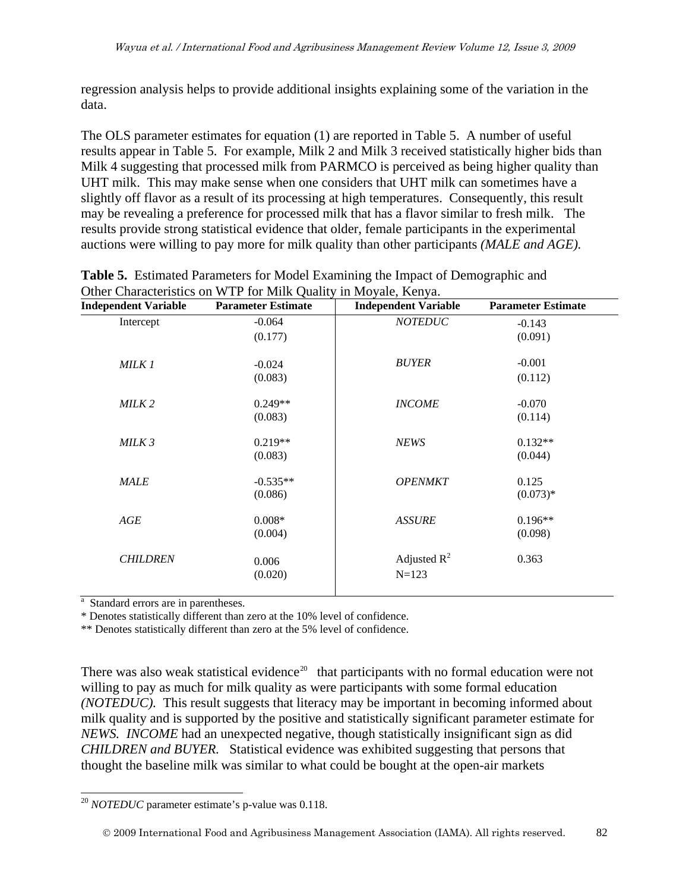regression analysis helps to provide additional insights explaining some of the variation in the data.

The OLS parameter estimates for equation (1) are reported in Table 5. A number of useful results appear in Table 5. For example, Milk 2 and Milk 3 received statistically higher bids than Milk 4 suggesting that processed milk from PARMCO is perceived as being higher quality than UHT milk. This may make sense when one considers that UHT milk can sometimes have a slightly off flavor as a result of its processing at high temperatures. Consequently, this result may be revealing a preference for processed milk that has a flavor similar to fresh milk. The results provide strong statistical evidence that older, female participants in the experimental auctions were willing to pay more for milk quality than other participants *(MALE and AGE).*

**Table 5.** Estimated Parameters for Model Examining the Impact of Demographic and Other Characteristics on WTP for Milk Quality in Moyale, Kenya.

| Independent Variable | Parameter Estimate | Independent Variable | Parameter Estimate |
|---|---|---|---|
| Intercept | -0.064 (0.177) | *NOTEDUC* | -0.143 (0.091) |
| *MILK 1* | -0.024 (0.083) | *BUYER* | -0.001 (0.112) |
| *MILK 2* | 0.249** (0.083) | *INCOME* | -0.070 (0.114) |
| *MILK 3* | 0.219** (0.083) | *NEWS* | 0.132** (0.044) |
| *MALE* | -0.535** (0.086) | *OPENMKT* | 0.125 (0.073)* |
| *AGE* | 0.008* (0.004) | *ASSURE* | 0.196** (0.098) |
| *CHILDREN* | 0.006 (0.020) | Adjusted $R^2$ N=123 | 0.363 |

[a] Standard errors are in parentheses.
* Denotes statistically different than zero at the 10% level of confidence.
** Denotes statistically different than zero at the 5% level of confidence.

There was also weak statistical evidence[20] that participants with no formal education were not willing to pay as much for milk quality as were participants with some formal education *(NOTEDUC).* This result suggests that literacy may be important in becoming informed about milk quality and is supported by the positive and statistically significant parameter estimate for *NEWS. INCOME* had an unexpected negative, though statistically insignificant sign as did *CHILDREN and BUYER.* Statistical evidence was exhibited suggesting that persons that thought the baseline milk was similar to what could be bought at the open-air markets

[20] *NOTEDUC* parameter estimate's p-value was 0.118.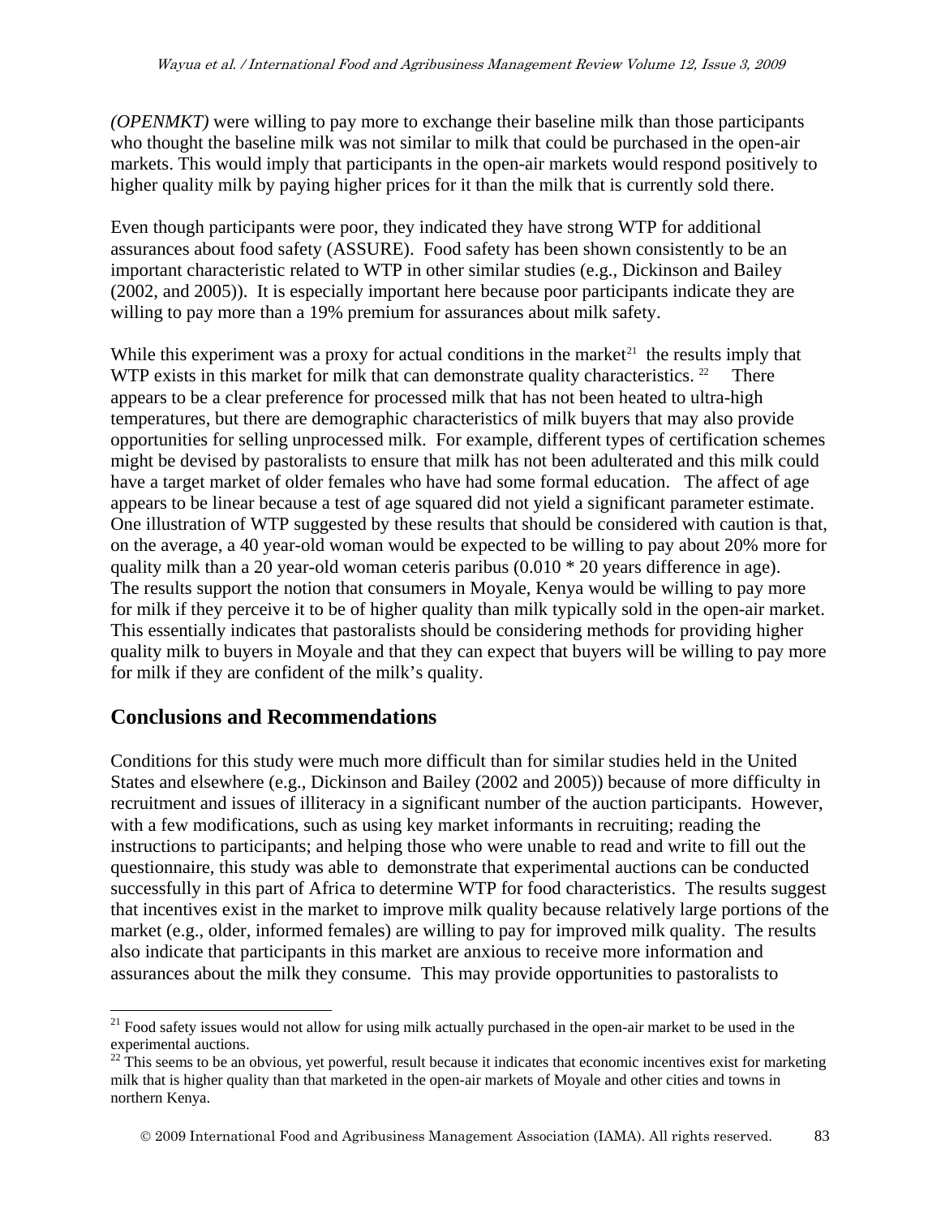*(OPENMKT)* were willing to pay more to exchange their baseline milk than those participants who thought the baseline milk was not similar to milk that could be purchased in the open-air markets. This would imply that participants in the open-air markets would respond positively to higher quality milk by paying higher prices for it than the milk that is currently sold there.

Even though participants were poor, they indicated they have strong WTP for additional assurances about food safety (ASSURE). Food safety has been shown consistently to be an important characteristic related to WTP in other similar studies (e.g., Dickinson and Bailey (2002, and 2005)). It is especially important here because poor participants indicate they are willing to pay more than a 19% premium for assurances about milk safety.

While this experiment was a proxy for actual conditions in the market[21] the results imply that WTP exists in this market for milk that can demonstrate quality characteristics.[22] There appears to be a clear preference for processed milk that has not been heated to ultra-high temperatures, but there are demographic characteristics of milk buyers that may also provide opportunities for selling unprocessed milk. For example, different types of certification schemes might be devised by pastoralists to ensure that milk has not been adulterated and this milk could have a target market of older females who have had some formal education. The affect of age appears to be linear because a test of age squared did not yield a significant parameter estimate. One illustration of WTP suggested by these results that should be considered with caution is that, on the average, a 40 year-old woman would be expected to be willing to pay about 20% more for quality milk than a 20 year-old woman ceteris paribus (0.010 * 20 years difference in age). The results support the notion that consumers in Moyale, Kenya would be willing to pay more for milk if they perceive it to be of higher quality than milk typically sold in the open-air market. This essentially indicates that pastoralists should be considering methods for providing higher quality milk to buyers in Moyale and that they can expect that buyers will be willing to pay more for milk if they are confident of the milk's quality.

## Conclusions and Recommendations

Conditions for this study were much more difficult than for similar studies held in the United States and elsewhere (e.g., Dickinson and Bailey (2002 and 2005)) because of more difficulty in recruitment and issues of illiteracy in a significant number of the auction participants. However, with a few modifications, such as using key market informants in recruiting; reading the instructions to participants; and helping those who were unable to read and write to fill out the questionnaire, this study was able to demonstrate that experimental auctions can be conducted successfully in this part of Africa to determine WTP for food characteristics. The results suggest that incentives exist in the market to improve milk quality because relatively large portions of the market (e.g., older, informed females) are willing to pay for improved milk quality. The results also indicate that participants in this market are anxious to receive more information and assurances about the milk they consume. This may provide opportunities to pastoralists to

[21] Food safety issues would not allow for using milk actually purchased in the open-air market to be used in the experimental auctions.

[22] This seems to be an obvious, yet powerful, result because it indicates that economic incentives exist for marketing milk that is higher quality than that marketed in the open-air markets of Moyale and other cities and towns in northern Kenya.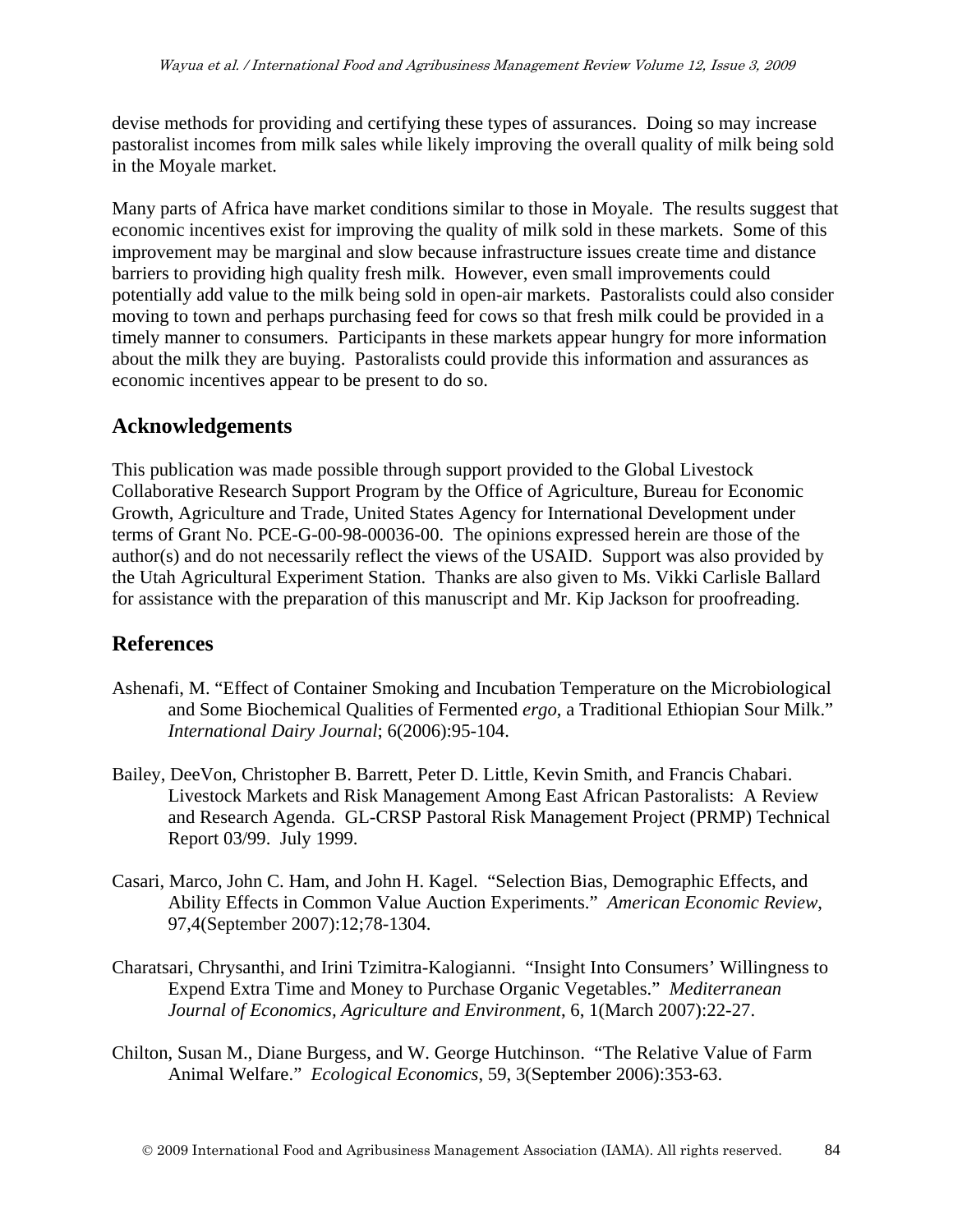devise methods for providing and certifying these types of assurances. Doing so may increase pastoralist incomes from milk sales while likely improving the overall quality of milk being sold in the Moyale market.

Many parts of Africa have market conditions similar to those in Moyale. The results suggest that economic incentives exist for improving the quality of milk sold in these markets. Some of this improvement may be marginal and slow because infrastructure issues create time and distance barriers to providing high quality fresh milk. However, even small improvements could potentially add value to the milk being sold in open-air markets. Pastoralists could also consider moving to town and perhaps purchasing feed for cows so that fresh milk could be provided in a timely manner to consumers. Participants in these markets appear hungry for more information about the milk they are buying. Pastoralists could provide this information and assurances as economic incentives appear to be present to do so.

## Acknowledgements

This publication was made possible through support provided to the Global Livestock Collaborative Research Support Program by the Office of Agriculture, Bureau for Economic Growth, Agriculture and Trade, United States Agency for International Development under terms of Grant No. PCE-G-00-98-00036-00. The opinions expressed herein are those of the author(s) and do not necessarily reflect the views of the USAID. Support was also provided by the Utah Agricultural Experiment Station. Thanks are also given to Ms. Vikki Carlisle Ballard for assistance with the preparation of this manuscript and Mr. Kip Jackson for proofreading.

## References

Ashenafi, M. "Effect of Container Smoking and Incubation Temperature on the Microbiological and Some Biochemical Qualities of Fermented *ergo*, a Traditional Ethiopian Sour Milk." *International Dairy Journal*; 6(2006):95-104.

Bailey, DeeVon, Christopher B. Barrett, Peter D. Little, Kevin Smith, and Francis Chabari. Livestock Markets and Risk Management Among East African Pastoralists: A Review and Research Agenda. GL-CRSP Pastoral Risk Management Project (PRMP) Technical Report 03/99. July 1999.

Casari, Marco, John C. Ham, and John H. Kagel. "Selection Bias, Demographic Effects, and Ability Effects in Common Value Auction Experiments." *American Economic Review*, 97,4(September 2007):12;78-1304.

Charatsari, Chrysanthi, and Irini Tzimitra-Kalogianni. "Insight Into Consumers' Willingness to Expend Extra Time and Money to Purchase Organic Vegetables." *Mediterranean Journal of Economics, Agriculture and Environment*, 6, 1(March 2007):22-27.

Chilton, Susan M., Diane Burgess, and W. George Hutchinson. "The Relative Value of Farm Animal Welfare." *Ecological Economics*, 59, 3(September 2006):353-63.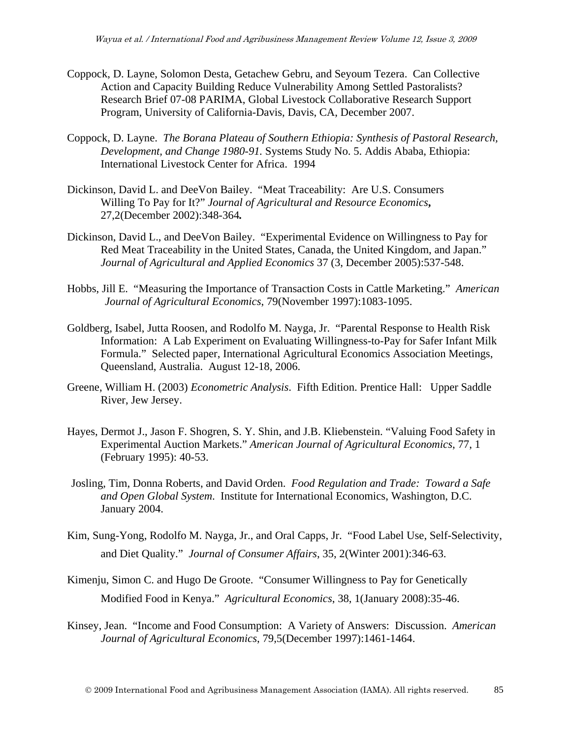Coppock, D. Layne, Solomon Desta, Getachew Gebru, and Seyoum Tezera. Can Collective Action and Capacity Building Reduce Vulnerability Among Settled Pastoralists? Research Brief 07-08 PARIMA, Global Livestock Collaborative Research Support Program, University of California-Davis, Davis, CA, December 2007.

Coppock, D. Layne. *The Borana Plateau of Southern Ethiopia: Synthesis of Pastoral Research, Development, and Change 1980-91.* Systems Study No. 5. Addis Ababa, Ethiopia: International Livestock Center for Africa. 1994

Dickinson, David L. and DeeVon Bailey. "Meat Traceability: Are U.S. Consumers Willing To Pay for It?" *Journal of Agricultural and Resource Economics***,** 27,2(December 2002):348-364**.**

Dickinson, David L., and DeeVon Bailey. "Experimental Evidence on Willingness to Pay for Red Meat Traceability in the United States, Canada, the United Kingdom, and Japan." *Journal of Agricultural and Applied Economics* 37 (3, December 2005):537-548.

Hobbs, Jill E. "Measuring the Importance of Transaction Costs in Cattle Marketing." *American Journal of Agricultural Economics*, 79(November 1997):1083-1095.

Goldberg, Isabel, Jutta Roosen, and Rodolfo M. Nayga, Jr. "Parental Response to Health Risk Information: A Lab Experiment on Evaluating Willingness-to-Pay for Safer Infant Milk Formula." Selected paper, International Agricultural Economics Association Meetings, Queensland, Australia. August 12-18, 2006.

Greene, William H. (2003) *Econometric Analysis*. Fifth Edition. Prentice Hall: Upper Saddle River, Jew Jersey.

Hayes, Dermot J., Jason F. Shogren, S. Y. Shin, and J.B. Kliebenstein. "Valuing Food Safety in Experimental Auction Markets." *American Journal of Agricultural Economics*, 77, 1 (February 1995): 40-53.

Josling, Tim, Donna Roberts, and David Orden. *Food Regulation and Trade: Toward a Safe and Open Global System*. Institute for International Economics, Washington, D.C. January 2004.

Kim, Sung-Yong, Rodolfo M. Nayga, Jr., and Oral Capps, Jr. "Food Label Use, Self-Selectivity, and Diet Quality." *Journal of Consumer Affairs*, 35, 2(Winter 2001):346-63.

Kimenju, Simon C. and Hugo De Groote. "Consumer Willingness to Pay for Genetically Modified Food in Kenya." *Agricultural Economics*, 38, 1(January 2008):35-46.

Kinsey, Jean. "Income and Food Consumption: A Variety of Answers: Discussion. *American Journal of Agricultural Economics*, 79,5(December 1997):1461-1464.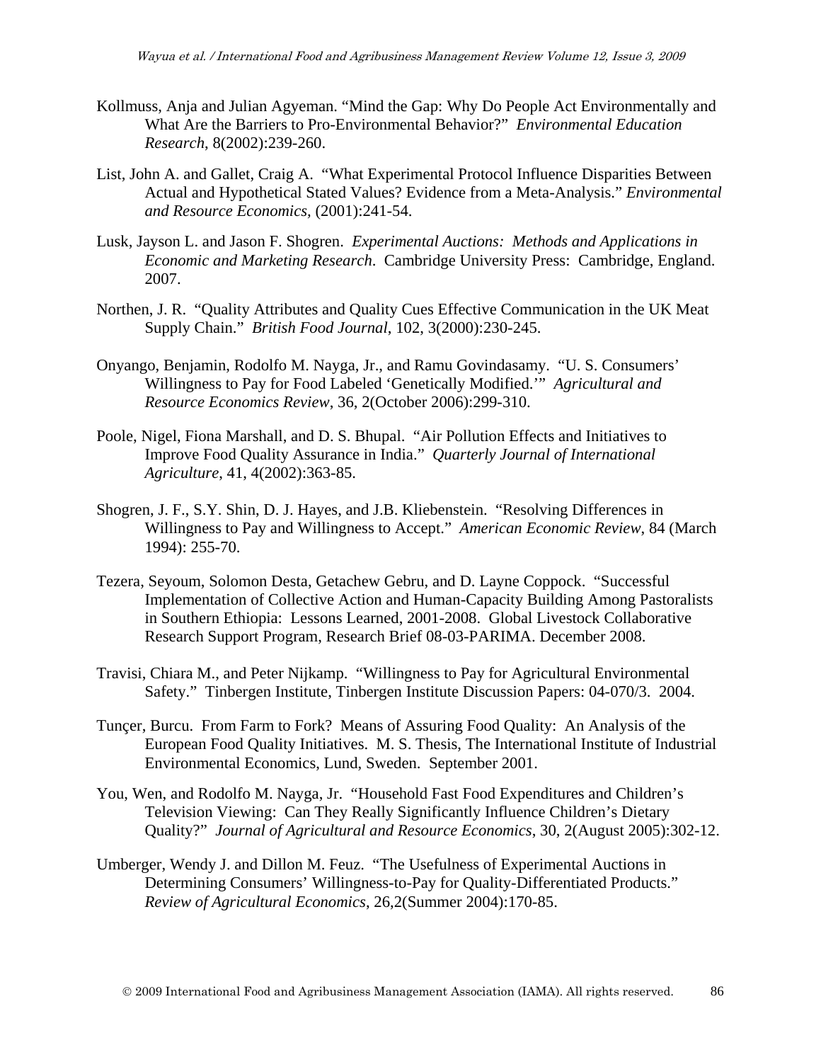Kollmuss, Anja and Julian Agyeman. "Mind the Gap: Why Do People Act Environmentally and What Are the Barriers to Pro-Environmental Behavior?" *Environmental Education Research*, 8(2002):239-260.

List, John A. and Gallet, Craig A. "What Experimental Protocol Influence Disparities Between Actual and Hypothetical Stated Values? Evidence from a Meta-Analysis." *Environmental and Resource Economics*, (2001):241-54.

Lusk, Jayson L. and Jason F. Shogren. *Experimental Auctions: Methods and Applications in Economic and Marketing Research*. Cambridge University Press: Cambridge, England. 2007.

Northen, J. R. "Quality Attributes and Quality Cues Effective Communication in the UK Meat Supply Chain." *British Food Journal*, 102, 3(2000):230-245.

Onyango, Benjamin, Rodolfo M. Nayga, Jr., and Ramu Govindasamy. "U. S. Consumers' Willingness to Pay for Food Labeled 'Genetically Modified.'" *Agricultural and Resource Economics Review*, 36, 2(October 2006):299-310.

Poole, Nigel, Fiona Marshall, and D. S. Bhupal. "Air Pollution Effects and Initiatives to Improve Food Quality Assurance in India." *Quarterly Journal of International Agriculture*, 41, 4(2002):363-85.

Shogren, J. F., S.Y. Shin, D. J. Hayes, and J.B. Kliebenstein. "Resolving Differences in Willingness to Pay and Willingness to Accept." *American Economic Review*, 84 (March 1994): 255-70.

Tezera, Seyoum, Solomon Desta, Getachew Gebru, and D. Layne Coppock. "Successful Implementation of Collective Action and Human-Capacity Building Among Pastoralists in Southern Ethiopia: Lessons Learned, 2001-2008. Global Livestock Collaborative Research Support Program, Research Brief 08-03-PARIMA. December 2008.

Travisi, Chiara M., and Peter Nijkamp. "Willingness to Pay for Agricultural Environmental Safety." Tinbergen Institute, Tinbergen Institute Discussion Papers: 04-070/3. 2004.

Tunçer, Burcu. From Farm to Fork? Means of Assuring Food Quality: An Analysis of the European Food Quality Initiatives. M. S. Thesis, The International Institute of Industrial Environmental Economics, Lund, Sweden. September 2001.

You, Wen, and Rodolfo M. Nayga, Jr. "Household Fast Food Expenditures and Children's Television Viewing: Can They Really Significantly Influence Children's Dietary Quality?" *Journal of Agricultural and Resource Economics*, 30, 2(August 2005):302-12.

Umberger, Wendy J. and Dillon M. Feuz. "The Usefulness of Experimental Auctions in Determining Consumers' Willingness-to-Pay for Quality-Differentiated Products." *Review of Agricultural Economics*, 26,2(Summer 2004):170-85.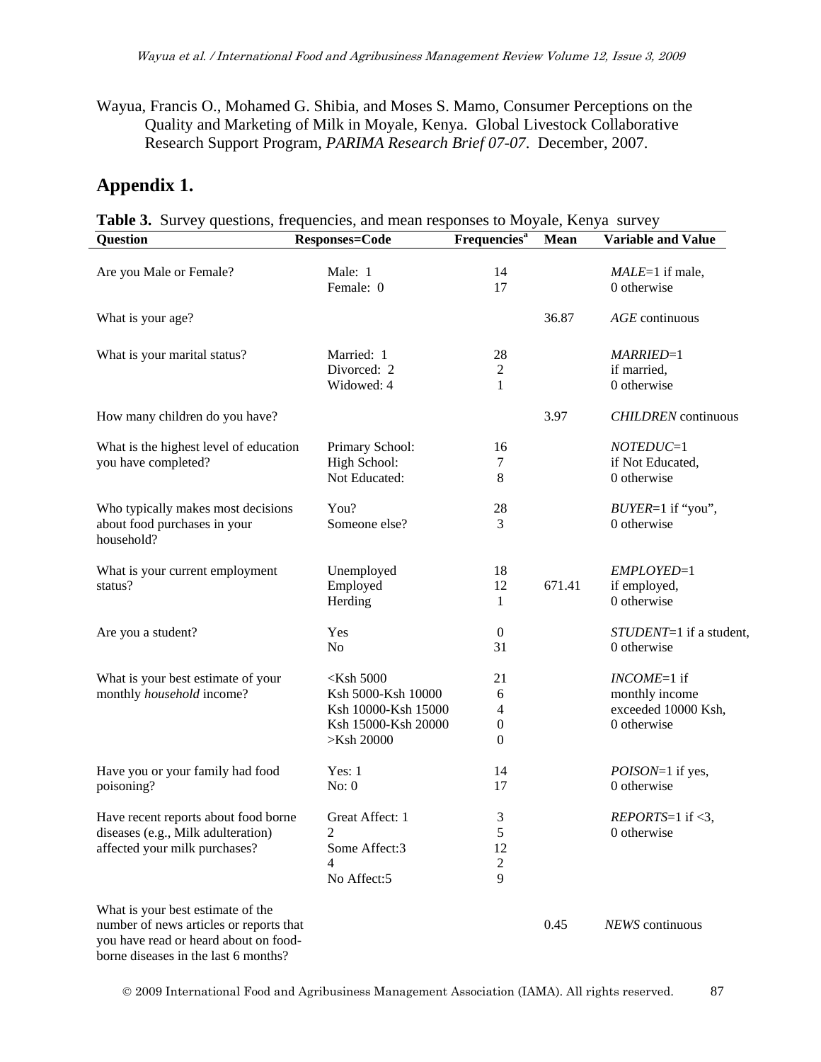Wayua, Francis O., Mohamed G. Shibia, and Moses S. Mamo, Consumer Perceptions on the Quality and Marketing of Milk in Moyale, Kenya. Global Livestock Collaborative Research Support Program, *PARIMA Research Brief 07-07*. December, 2007.

## Appendix 1.

**Table 3.** Survey questions, frequencies, and mean responses to Moyale, Kenya survey

| Question | Responses=Code | Frequencies[a] | Mean | Variable and Value |
|---|---|---|---|---|
| Are you Male or Female? | Male: 1<br>Female: 0 | 14<br>17 | | *MALE*=1 if male,<br>0 otherwise |
| What is your age? | | | 36.87 | *AGE* continuous |
| What is your marital status? | Married: 1<br>Divorced: 2<br>Widowed: 4 | 28<br>2<br>1 | | *MARRIED*=1<br>if married,<br>0 otherwise |
| How many children do you have? | | | 3.97 | *CHILDREN* continuous |
| What is the highest level of education you have completed? | Primary School:<br>High School:<br>Not Educated: | 16<br>7<br>8 | | *NOTEDUC*=1<br>if Not Educated,<br>0 otherwise |
| Who typically makes most decisions about food purchases in your household? | You?<br>Someone else? | 28<br>3 | | *BUYER*=1 if "you",<br>0 otherwise |
| What is your current employment status? | Unemployed<br>Employed<br>Herding | 18<br>12<br>1 | 671.41 | *EMPLOYED*=1<br>if employed,<br>0 otherwise |
| Are you a student? | Yes<br>No | 0<br>31 | | *STUDENT*=1 if a student,<br>0 otherwise |
| What is your best estimate of your monthly *household* income? | <Ksh 5000<br>Ksh 5000-Ksh 10000<br>Ksh 10000-Ksh 15000<br>Ksh 15000-Ksh 20000<br>>Ksh 20000 | 21<br>6<br>4<br>0<br>0 | | *INCOME*=1 if<br>monthly income<br>exceeded 10000 Ksh,<br>0 otherwise |
| Have you or your family had food poisoning? | Yes: 1<br>No: 0 | 14<br>17 | | *POISON*=1 if yes,<br>0 otherwise |
| Have recent reports about food borne diseases (e.g., Milk adulteration) affected your milk purchases? | Great Affect: 1<br>2<br>Some Affect:3<br>4<br>No Affect:5 | 3<br>5<br>12<br>2<br>9 | | *REPORTS*=1 if <3,<br>0 otherwise |
| What is your best estimate of the number of news articles or reports that you have read or heard about on food-borne diseases in the last 6 months? | | | 0.45 | *NEWS* continuous |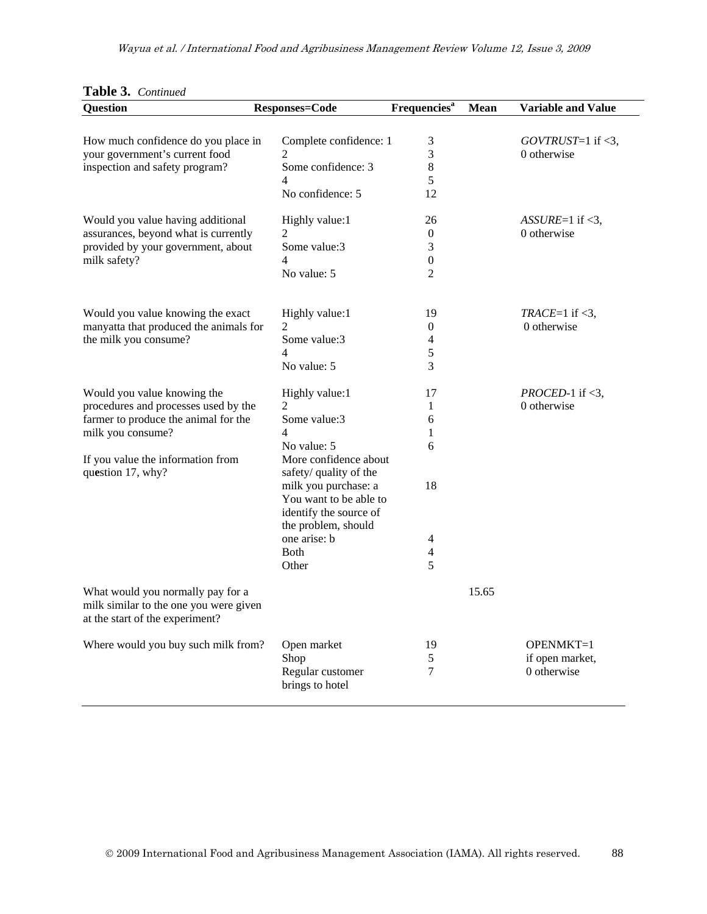**Table 3.** *Continued*

| Question | Responses=Code | Frequencies[a] | Mean | Variable and Value |
|---|---|---|---|---|
| How much confidence do you place in your government's current food inspection and safety program? | Complete confidence: 1 | 3 | | *GOVTRUST*=1 if <3, 0 otherwise |
| | 2 | 3 | | |
| | Some confidence: 3 | 8 | | |
| | 4 | 5 | | |
| | No confidence: 5 | 12 | | |
| Would you value having additional assurances, beyond what is currently provided by your government, about milk safety? | Highly value:1 | 26 | | *ASSURE*=1 if <3, 0 otherwise |
| | 2 | 0 | | |
| | Some value:3 | 3 | | |
| | 4 | 0 | | |
| | No value: 5 | 2 | | |
| Would you value knowing the exact manyatta that produced the animals for the milk you consume? | Highly value:1 | 19 | | *TRACE*=1 if <3, 0 otherwise |
| | 2 | 0 | | |
| | Some value:3 | 4 | | |
| | 4 | 5 | | |
| | No value: 5 | 3 | | |
| Would you value knowing the procedures and processes used by the farmer to produce the animal for the milk you consume? | Highly value:1 | 17 | | *PROCED*-1 if <3, 0 otherwise |
| | 2 | 1 | | |
| | Some value:3 | 6 | | |
| | 4 | 1 | | |
| | No value: 5 | 6 | | |
| If you value the information from question 17, why? | More confidence about safety/ quality of the milk you purchase: a | 18 | | |
| | You want to be able to identify the source of the problem, should one arise: b | 4 | | |
| | Both | 4 | | |
| | Other | 5 | | |
| What would you normally pay for a milk similar to the one you were given at the start of the experiment? | | | 15.65 | |
| Where would you buy such milk from? | Open market | 19 | | OPENMKT=1 if open market, 0 otherwise |
| | Shop | 5 | | |
| | Regular customer brings to hotel | 7 | | |